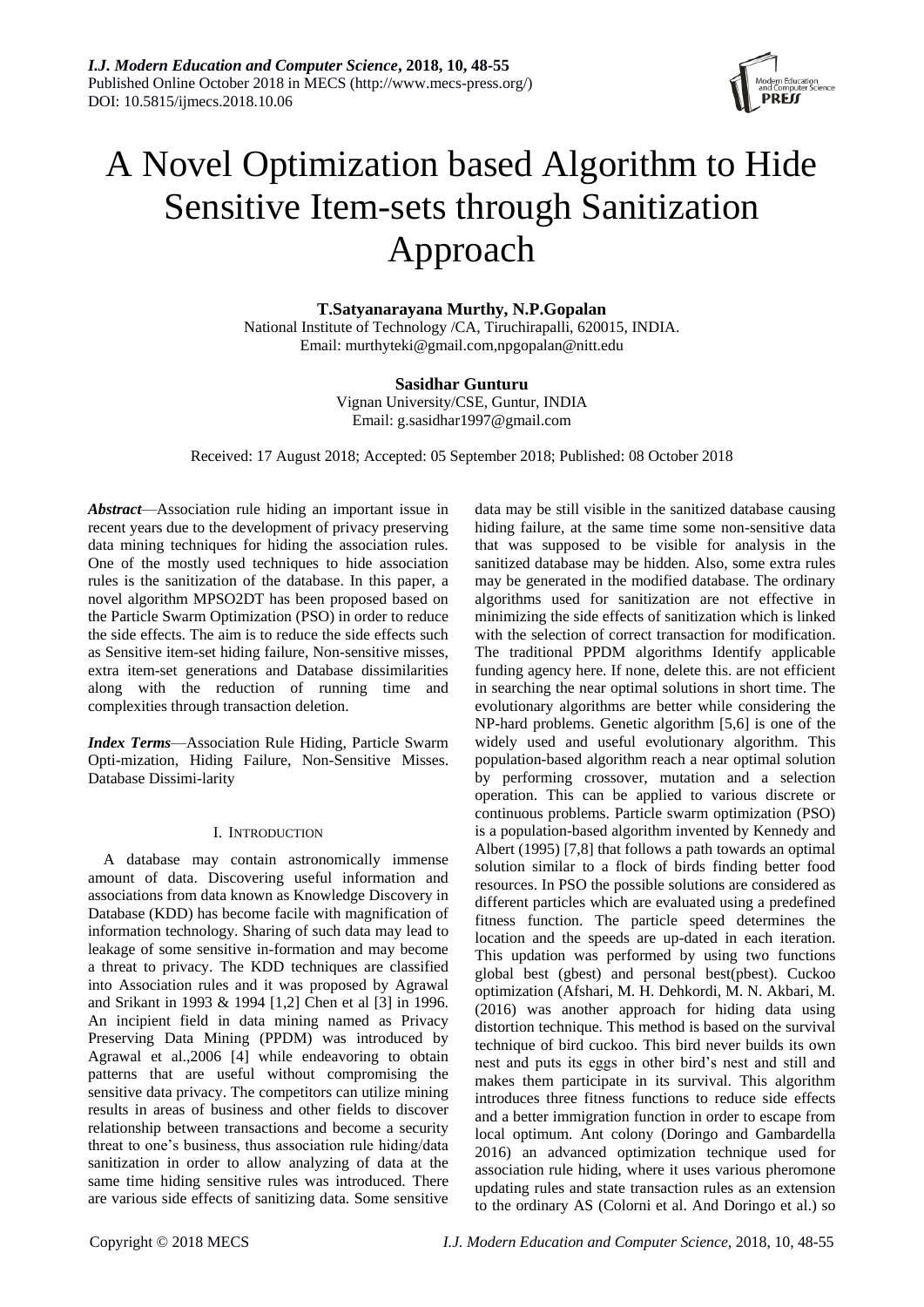# A Novel Optimization based Algorithm to Hide Sensitive Item-sets through Sanitization Approach

**T.Satyanarayana Murthy, N.P.Gopalan**
National Institute of Technology /CA, Tiruchirapalli, 620015, INDIA.
Email: murthyteki@gmail.com,npgopalan@nitt.edu

**Sasidhar Gunturu**
Vignan University/CSE, Guntur, INDIA
Email: g.sasidhar1997@gmail.com

Received: 17 August 2018; Accepted: 05 September 2018; Published: 08 October 2018

***Abstract***—Association rule hiding an important issue in recent years due to the development of privacy preserving data mining techniques for hiding the association rules. One of the mostly used techniques to hide association rules is the sanitization of the database. In this paper, a novel algorithm MPSO2DT has been proposed based on the Particle Swarm Optimization (PSO) in order to reduce the side effects. The aim is to reduce the side effects such as Sensitive item-set hiding failure, Non-sensitive misses, extra item-set generations and Database dissimilarities along with the reduction of running time and complexities through transaction deletion.

***Index Terms***—Association Rule Hiding, Particle Swarm Opti-mization, Hiding Failure, Non-Sensitive Misses. Database Dissimi-larity

## I. Introduction

A database may contain astronomically immense amount of data. Discovering useful information and associations from data known as Knowledge Discovery in Database (KDD) has become facile with magnification of information technology. Sharing of such data may lead to leakage of some sensitive in-formation and may become a threat to privacy. The KDD techniques are classified into Association rules and it was proposed by Agrawal and Srikant in 1993 & 1994 [1,2] Chen et al [3] in 1996. An incipient field in data mining named as Privacy Preserving Data Mining (PPDM) was introduced by Agrawal et al.,2006 [4] while endeavoring to obtain patterns that are useful without compromising the sensitive data privacy. The competitors can utilize mining results in areas of business and other fields to discover relationship between transactions and become a security threat to one's business, thus association rule hiding/data sanitization in order to allow analyzing of data at the same time hiding sensitive rules was introduced. There are various side effects of sanitizing data. Some sensitive data may be still visible in the sanitized database causing hiding failure, at the same time some non-sensitive data that was supposed to be visible for analysis in the sanitized database may be hidden. Also, some extra rules may be generated in the modified database. The ordinary algorithms used for sanitization are not effective in minimizing the side effects of sanitization which is linked with the selection of correct transaction for modification. The traditional PPDM algorithms Identify applicable funding agency here. If none, delete this. are not efficient in searching the near optimal solutions in short time. The evolutionary algorithms are better while considering the NP-hard problems. Genetic algorithm [5,6] is one of the widely used and useful evolutionary algorithm. This population-based algorithm reach a near optimal solution by performing crossover, mutation and a selection operation. This can be applied to various discrete or continuous problems. Particle swarm optimization (PSO) is a population-based algorithm invented by Kennedy and Albert (1995) [7,8] that follows a path towards an optimal solution similar to a flock of birds finding better food resources. In PSO the possible solutions are considered as different particles which are evaluated using a predefined fitness function. The particle speed determines the location and the speeds are up-dated in each iteration. This updation was performed by using two functions global best (gbest) and personal best(pbest). Cuckoo optimization (Afshari, M. H. Dehkordi, M. N. Akbari, M. (2016) was another approach for hiding data using distortion technique. This method is based on the survival technique of bird cuckoo. This bird never builds its own nest and puts its eggs in other bird's nest and still and makes them participate in its survival. This algorithm introduces three fitness functions to reduce side effects and a better immigration function in order to escape from local optimum. Ant colony (Doringo and Gambardella 2016) an advanced optimization technique used for association rule hiding, where it uses various pheromone updating rules and state transaction rules as an extension to the ordinary AS (Colorni et al. And Doringo et al.) so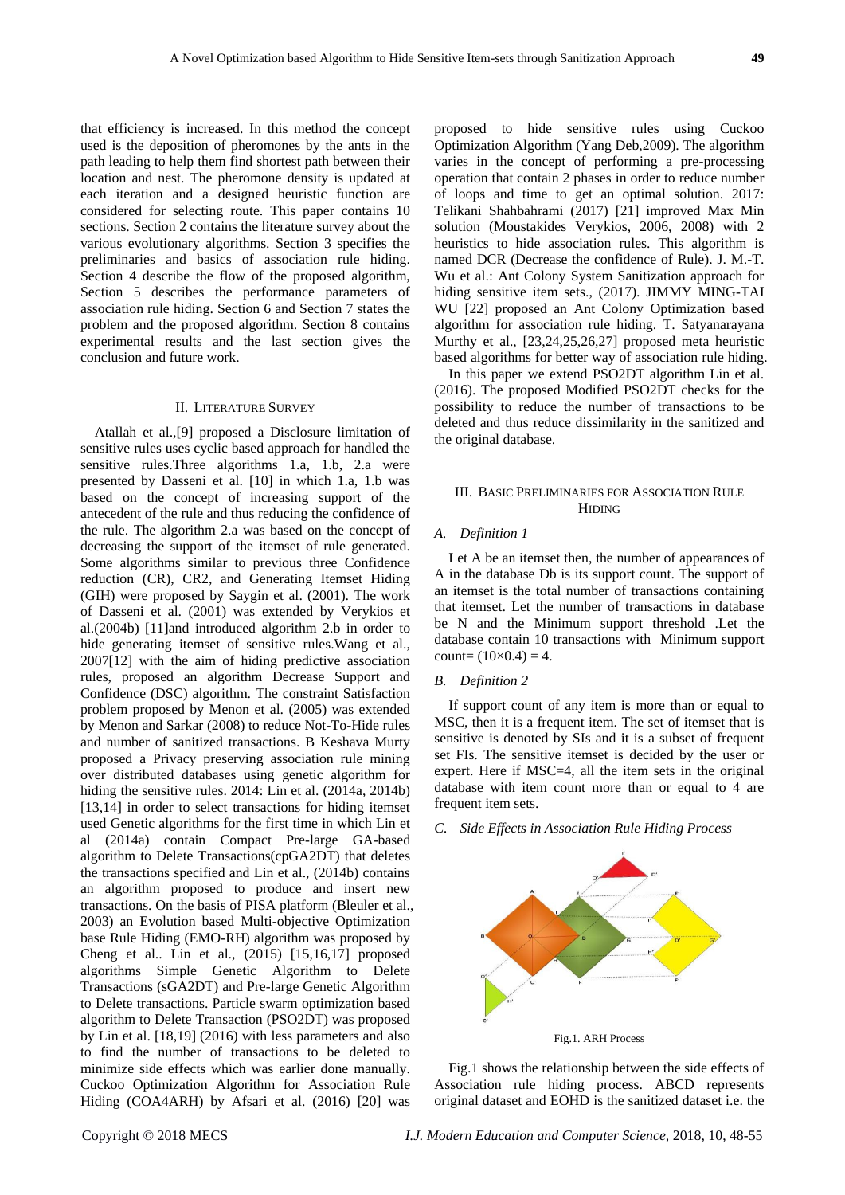that efficiency is increased. In this method the concept used is the deposition of pheromones by the ants in the path leading to help them find shortest path between their location and nest. The pheromone density is updated at each iteration and a designed heuristic function are considered for selecting route. This paper contains 10 sections. Section 2 contains the literature survey about the various evolutionary algorithms. Section 3 specifies the preliminaries and basics of association rule hiding. Section 4 describe the flow of the proposed algorithm, Section 5 describes the performance parameters of association rule hiding. Section 6 and Section 7 states the problem and the proposed algorithm. Section 8 contains experimental results and the last section gives the conclusion and future work.

## II. Literature Survey

Atallah et al.,[9] proposed a Disclosure limitation of sensitive rules uses cyclic based approach for handled the sensitive rules.Three algorithms 1.a, 1.b, 2.a were presented by Dasseni et al. [10] in which 1.a, 1.b was based on the concept of increasing support of the antecedent of the rule and thus reducing the confidence of the rule. The algorithm 2.a was based on the concept of decreasing the support of the itemset of rule generated. Some algorithms similar to previous three Confidence reduction (CR), CR2, and Generating Itemset Hiding (GIH) were proposed by Saygin et al. (2001). The work of Dasseni et al. (2001) was extended by Verykios et al.(2004b) [11]and introduced algorithm 2.b in order to hide generating itemset of sensitive rules.Wang et al., 2007[12] with the aim of hiding predictive association rules, proposed an algorithm Decrease Support and Confidence (DSC) algorithm. The constraint Satisfaction problem proposed by Menon et al. (2005) was extended by Menon and Sarkar (2008) to reduce Not-To-Hide rules and number of sanitized transactions. B Keshava Murty proposed a Privacy preserving association rule mining over distributed databases using genetic algorithm for hiding the sensitive rules. 2014: Lin et al. (2014a, 2014b) [13,14] in order to select transactions for hiding itemset used Genetic algorithms for the first time in which Lin et al (2014a) contain Compact Pre-large GA-based algorithm to Delete Transactions(cpGA2DT) that deletes the transactions specified and Lin et al., (2014b) contains an algorithm proposed to produce and insert new transactions. On the basis of PISA platform (Bleuler et al., 2003) an Evolution based Multi-objective Optimization base Rule Hiding (EMO-RH) algorithm was proposed by Cheng et al.. Lin et al., (2015) [15,16,17] proposed algorithms Simple Genetic Algorithm to Delete Transactions (sGA2DT) and Pre-large Genetic Algorithm to Delete transactions. Particle swarm optimization based algorithm to Delete Transaction (PSO2DT) was proposed by Lin et al. [18,19] (2016) with less parameters and also to find the number of transactions to be deleted to minimize side effects which was earlier done manually. Cuckoo Optimization Algorithm for Association Rule Hiding (COA4ARH) by Afsari et al. (2016) [20] was proposed to hide sensitive rules using Cuckoo Optimization Algorithm (Yang Deb,2009). The algorithm varies in the concept of performing a pre-processing operation that contain 2 phases in order to reduce number of loops and time to get an optimal solution. 2017: Telikani Shahbahrami (2017) [21] improved Max Min solution (Moustakides Verykios, 2006, 2008) with 2 heuristics to hide association rules. This algorithm is named DCR (Decrease the confidence of Rule). J. M.-T. Wu et al.: Ant Colony System Sanitization approach for hiding sensitive item sets., (2017). JIMMY MING-TAI WU [22] proposed an Ant Colony Optimization based algorithm for association rule hiding. T. Satyanarayana Murthy et al., [23,24,25,26,27] proposed meta heuristic based algorithms for better way of association rule hiding.

In this paper we extend PSO2DT algorithm Lin et al. (2016). The proposed Modified PSO2DT checks for the possibility to reduce the number of transactions to be deleted and thus reduce dissimilarity in the sanitized and the original database.

## III. Basic Preliminaries for Association Rule Hiding

### *A. Definition 1*

Let A be an itemset then, the number of appearances of A in the database Db is its support count. The support of an itemset is the total number of transactions containing that itemset. Let the number of transactions in database be N and the Minimum support threshold .Let the database contain 10 transactions with Minimum support count= $(10\times0.4) = 4$.

### *B. Definition 2*

If support count of any item is more than or equal to MSC, then it is a frequent item. The set of itemset that is sensitive is denoted by SIs and it is a subset of frequent set FIs. The sensitive itemset is decided by the user or expert. Here if MSC=4, all the item sets in the original database with item count more than or equal to 4 are frequent item sets.

### *C. Side Effects in Association Rule Hiding Process*

Fig.1. ARH Process

Fig.1 shows the relationship between the side effects of Association rule hiding process. ABCD represents original dataset and EOHD is the sanitized dataset i.e. the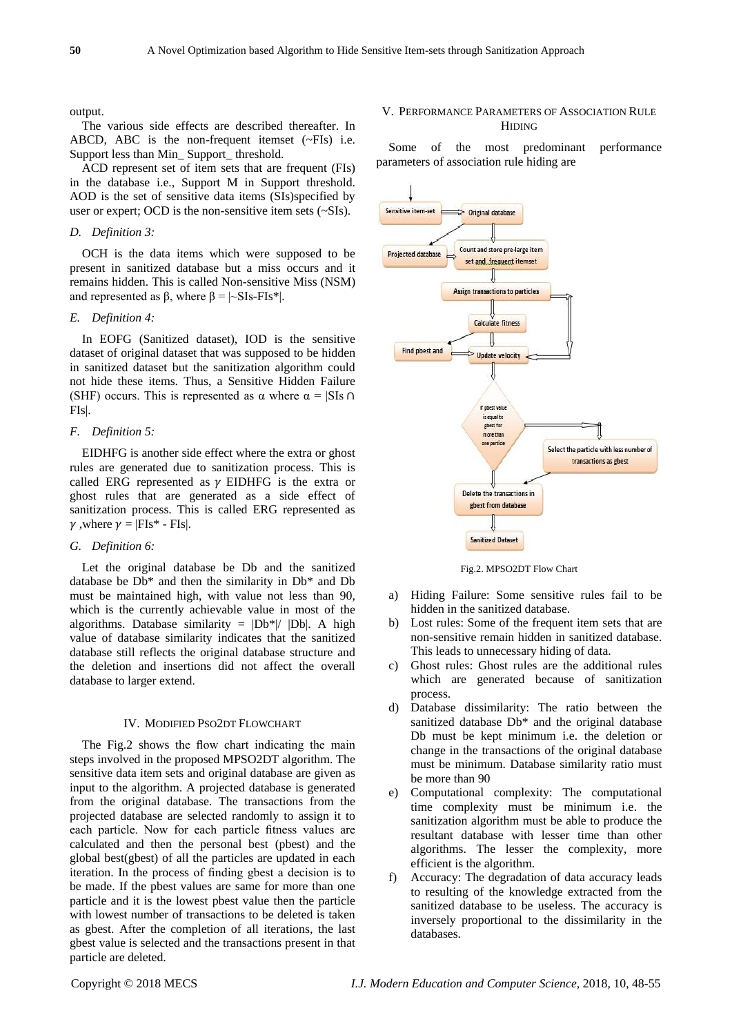output.

The various side effects are described thereafter. In ABCD, ABC is the non-frequent itemset (~FIs) i.e. Support less than Min_ Support_ threshold.

ACD represent set of item sets that are frequent (FIs) in the database i.e., Support M in Support threshold. AOD is the set of sensitive data items (SIs)specified by user or expert; OCD is the non-sensitive item sets (~SIs).

### *D. Definition 3:*

OCH is the data items which were supposed to be present in sanitized database but a miss occurs and it remains hidden. This is called Non-sensitive Miss (NSM) and represented as β, where β = |~SIs-FIs*|.

### *E. Definition 4:*

In EOFG (Sanitized dataset), IOD is the sensitive dataset of original dataset that was supposed to be hidden in sanitized dataset but the sanitization algorithm could not hide these items. Thus, a Sensitive Hidden Failure (SHF) occurs. This is represented as α where α = |SIs ∩ FIs|.

### *F. Definition 5:*

EIDHFG is another side effect where the extra or ghost rules are generated due to sanitization process. This is called ERG represented as $\gamma$ EIDHFG is the extra or ghost rules that are generated as a side effect of sanitization process. This is called ERG represented as $\gamma$ ,where $\gamma$ = |FIs* - FIs|.

### *G. Definition 6:*

Let the original database be Db and the sanitized database be Db* and then the similarity in Db* and Db must be maintained high, with value not less than 90, which is the currently achievable value in most of the algorithms. Database similarity = |Db*|/ |Db|. A high value of database similarity indicates that the sanitized database still reflects the original database structure and the deletion and insertions did not affect the overall database to larger extend.

## IV. Modified PSO2DT Flowchart

The Fig.2 shows the flow chart indicating the main steps involved in the proposed MPSO2DT algorithm. The sensitive data item sets and original database are given as input to the algorithm. A projected database is generated from the original database. The transactions from the projected database are selected randomly to assign it to each particle. Now for each particle fitness values are calculated and then the personal best (pbest) and the global best(gbest) of all the particles are updated in each iteration. In the process of finding gbest a decision is to be made. If the pbest values are same for more than one particle and it is the lowest pbest value then the particle with lowest number of transactions to be deleted is taken as gbest. After the completion of all iterations, the last gbest value is selected and the transactions present in that particle are deleted.

## V. Performance Parameters of Association Rule Hiding

Some of the most predominant performance parameters of association rule hiding are

Fig.2. MPSO2DT Flow Chart

a) Hiding Failure: Some sensitive rules fail to be hidden in the sanitized database.
b) Lost rules: Some of the frequent item sets that are non-sensitive remain hidden in sanitized database. This leads to unnecessary hiding of data.
c) Ghost rules: Ghost rules are the additional rules which are generated because of sanitization process.
d) Database dissimilarity: The ratio between the sanitized database Db* and the original database Db must be kept minimum i.e. the deletion or change in the transactions of the original database must be minimum. Database similarity ratio must be more than 90
e) Computational complexity: The computational time complexity must be minimum i.e. the sanitization algorithm must be able to produce the resultant database with lesser time than other algorithms. The lesser the complexity, more efficient is the algorithm.
f) Accuracy: The degradation of data accuracy leads to resulting of the knowledge extracted from the sanitized database to be useless. The accuracy is inversely proportional to the dissimilarity in the databases.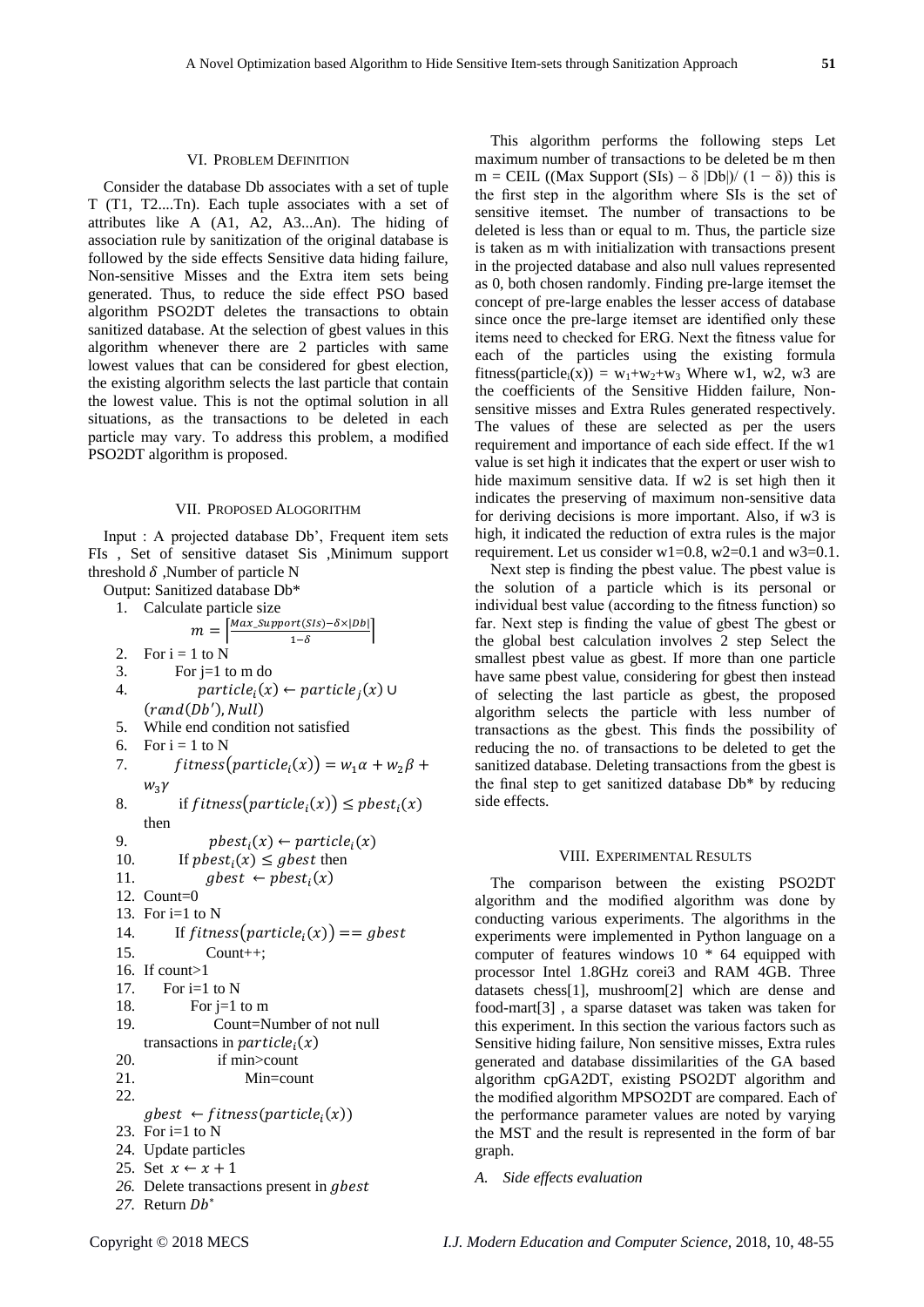## VI. Problem Definition

Consider the database Db associates with a set of tuple T (T1, T2....Tn). Each tuple associates with a set of attributes like A (A1, A2, A3...An). The hiding of association rule by sanitization of the original database is followed by the side effects Sensitive data hiding failure, Non-sensitive Misses and the Extra item sets being generated. Thus, to reduce the side effect PSO based algorithm PSO2DT deletes the transactions to obtain sanitized database. At the selection of gbest values in this algorithm whenever there are 2 particles with same lowest values that can be considered for gbest election, the existing algorithm selects the last particle that contain the lowest value. This is not the optimal solution in all situations, as the transactions to be deleted in each particle may vary. To address this problem, a modified PSO2DT algorithm is proposed.

## VII. Proposed Alogorithm

Input : A projected database Db', Frequent item sets FIs , Set of sensitive dataset Sis ,Minimum support threshold $\delta$ ,Number of particle N

Output: Sanitized database Db*

1. Calculate particle size
$$m = \left\lceil \frac{Max\_Support(SIs) - \delta \times |Db|}{1-\delta} \right\rceil$$
2. For i = 1 to N
3. For j=1 to m do
4. $particle_i(x) \leftarrow particle_j(x) \cup (rand(Db'), Null)$
5. While end condition not satisfied
6. For i = 1 to N
7. $fitness(particle_i(x)) = w_1\alpha + w_2\beta + w_3\gamma$
8. if $fitness(particle_i(x)) \leq pbest_i(x)$ then
9. $pbest_i(x) \leftarrow particle_i(x)$
10. If $pbest_i(x) \leq gbest$ then
11. $gbest \leftarrow pbest_i(x)$
12. Count=0
13. For i=1 to N
14. If $fitness(particle_i(x)) == gbest$
15. Count++;
16. If count>1
17. For i=1 to N
18. For j=1 to m
19. Count=Number of not null transactions in $particle_i(x)$
20. if min>count
21. Min=count
22. $gbest \leftarrow fitness(particle_i(x))$
23. For i=1 to N
24. Update particles
25. Set $x \leftarrow x + 1$
26. *Delete transactions present in* $gbest$
27. *Return* $Db^*$

This algorithm performs the following steps Let maximum number of transactions to be deleted be m then m = CEIL ((Max Support (SIs) – δ |Db|)/ (1 − δ)) this is the first step in the algorithm where SIs is the set of sensitive itemset. The number of transactions to be deleted is less than or equal to m. Thus, the particle size is taken as m with initialization with transactions present in the projected database and also null values represented as 0, both chosen randomly. Finding pre-large itemset the concept of pre-large enables the lesser access of database since once the pre-large itemset are identified only these items need to checked for ERG. Next the fitness value for each of the particles using the existing formula fitness($particle_i(x)$) = $w_1$+$w_2$+$w_3$ Where w1, w2, w3 are the coefficients of the Sensitive Hidden failure, Non-sensitive misses and Extra Rules generated respectively. The values of these are selected as per the users requirement and importance of each side effect. If the w1 value is set high it indicates that the expert or user wish to hide maximum sensitive data. If w2 is set high then it indicates the preserving of maximum non-sensitive data for deriving decisions is more important. Also, if w3 is high, it indicated the reduction of extra rules is the major requirement. Let us consider w1=0.8, w2=0.1 and w3=0.1.

Next step is finding the pbest value. The pbest value is the solution of a particle which is its personal or individual best value (according to the fitness function) so far. Next step is finding the value of gbest The gbest or the global best calculation involves 2 step Select the smallest pbest value as gbest. If more than one particle have same pbest value, considering for gbest then instead of selecting the last particle as gbest, the proposed algorithm selects the particle with less number of transactions as the gbest. This finds the possibility of reducing the no. of transactions to be deleted to get the sanitized database. Deleting transactions from the gbest is the final step to get sanitized database Db* by reducing side effects.

## VIII. Experimental Results

The comparison between the existing PSO2DT algorithm and the modified algorithm was done by conducting various experiments. The algorithms in the experiments were implemented in Python language on a computer of features windows 10 * 64 equipped with processor Intel 1.8GHz corei3 and RAM 4GB. Three datasets chess[1], mushroom[2] which are dense and food-mart[3] , a sparse dataset was taken was taken for this experiment. In this section the various factors such as Sensitive hiding failure, Non sensitive misses, Extra rules generated and database dissimilarities of the GA based algorithm cpGA2DT, existing PSO2DT algorithm and the modified algorithm MPSO2DT are compared. Each of the performance parameter values are noted by varying the MST and the result is represented in the form of bar graph.

### *A. Side effects evaluation*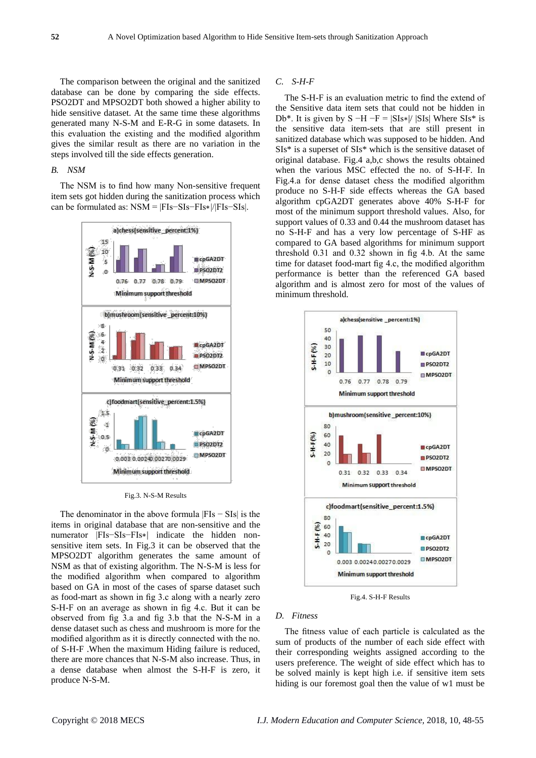The comparison between the original and the sanitized database can be done by comparing the side effects. PSO2DT and MPSO2DT both showed a higher ability to hide sensitive dataset. At the same time these algorithms generated many N-S-M and E-R-G in some datasets. In this evaluation the existing and the modified algorithm gives the similar result as there are no variation in the steps involved till the side effects generation.

### B. NSM

The NSM is to find how many Non-sensitive frequent item sets got hidden during the sanitization process which can be formulated as: NSM = |FIs−SIs−FIs∗|/|FIs−SIs|.

Fig.3. N-S-M Results

The denominator in the above formula |FIs − SIs| is the items in original database that are non-sensitive and the numerator |FIs−SIs−FIs∗| indicate the hidden non-sensitive item sets. In Fig.3 it can be observed that the MPSO2DT algorithm generates the same amount of NSM as that of existing algorithm. The N-S-M is less for the modified algorithm when compared to algorithm based on GA in most of the cases of sparse dataset such as food-mart as shown in fig 3.c along with a nearly zero S-H-F on an average as shown in fig 4.c. But it can be observed from fig 3.a and fig 3.b that the N-S-M in a dense dataset such as chess and mushroom is more for the modified algorithm as it is directly connected with the no. of S-H-F .When the maximum Hiding failure is reduced, there are more chances that N-S-M also increase. Thus, in a dense database when almost the S-H-F is zero, it produce N-S-M.

### C. S-H-F

The S-H-F is an evaluation metric to find the extend of the Sensitive data item sets that could not be hidden in Db*. It is given by S −H −F = |SIs∗|/ |SIs| Where SIs* is the sensitive data item-sets that are still present in sanitized database which was supposed to be hidden. And SIs* is a superset of SIs* which is the sensitive dataset of original database. Fig.4 a,b,c shows the results obtained when the various MSC effected the no. of S-H-F. In Fig.4.a for dense dataset chess the modified algorithm produce no S-H-F side effects whereas the GA based algorithm cpGA2DT generates above 40% S-H-F for most of the minimum support threshold values. Also, for support values of 0.33 and 0.44 the mushroom dataset has no S-H-F and has a very low percentage of S-HF as compared to GA based algorithms for minimum support threshold 0.31 and 0.32 shown in fig 4.b. At the same time for dataset food-mart fig 4.c, the modified algorithm performance is better than the referenced GA based algorithm and is almost zero for most of the values of minimum threshold.

Fig.4. S-H-F Results

### D. Fitness

The fitness value of each particle is calculated as the sum of products of the number of each side effect with their corresponding weights assigned according to the users preference. The weight of side effect which has to be solved mainly is kept high i.e. if sensitive item sets hiding is our foremost goal then the value of w1 must be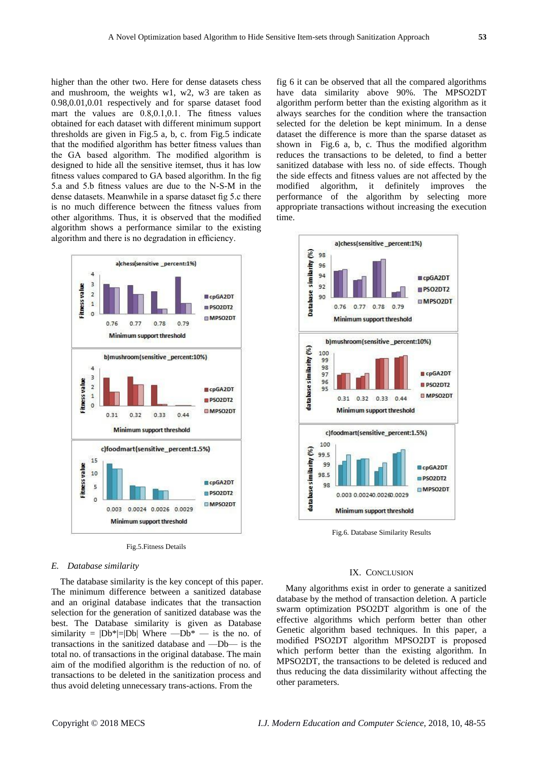higher than the other two. Here for dense datasets chess and mushroom, the weights w1, w2, w3 are taken as 0.98,0.01,0.01 respectively and for sparse dataset food mart the values are 0.8,0.1,0.1. The fitness values obtained for each dataset with different minimum support thresholds are given in Fig.5 a, b, c. from Fig.5 indicate that the modified algorithm has better fitness values than the GA based algorithm. The modified algorithm is designed to hide all the sensitive itemset, thus it has low fitness values compared to GA based algorithm. In the fig 5.a and 5.b fitness values are due to the N-S-M in the dense datasets. Meanwhile in a sparse dataset fig 5.c there is no much difference between the fitness values from other algorithms. Thus, it is observed that the modified algorithm shows a performance similar to the existing algorithm and there is no degradation in efficiency.

Fig.5.Fitness Details

### E. Database similarity

The database similarity is the key concept of this paper. The minimum difference between a sanitized database and an original database indicates that the transaction selection for the generation of sanitized database was the best. The Database similarity is given as Database similarity = |Db*|=|Db| Where ―Db* ― is the no. of transactions in the sanitized database and ―Db― is the total no. of transactions in the original database. The main aim of the modified algorithm is the reduction of no. of transactions to be deleted in the sanitization process and thus avoid deleting unnecessary trans-actions. From the fig 6 it can be observed that all the compared algorithms have data similarity above 90%. The MPSO2DT algorithm perform better than the existing algorithm as it always searches for the condition where the transaction selected for the deletion be kept minimum. In a dense dataset the difference is more than the sparse dataset as shown in Fig.6 a, b, c. Thus the modified algorithm reduces the transactions to be deleted, to find a better sanitized database with less no. of side effects. Though the side effects and fitness values are not affected by the modified algorithm, it definitely improves the performance of the algorithm by selecting more appropriate transactions without increasing the execution time.

Fig.6. Database Similarity Results

## IX. Conclusion

Many algorithms exist in order to generate a sanitized database by the method of transaction deletion. A particle swarm optimization PSO2DT algorithm is one of the effective algorithms which perform better than other Genetic algorithm based techniques. In this paper, a modified PSO2DT algorithm MPSO2DT is proposed which perform better than the existing algorithm. In MPSO2DT, the transactions to be deleted is reduced and thus reducing the data dissimilarity without affecting the other parameters.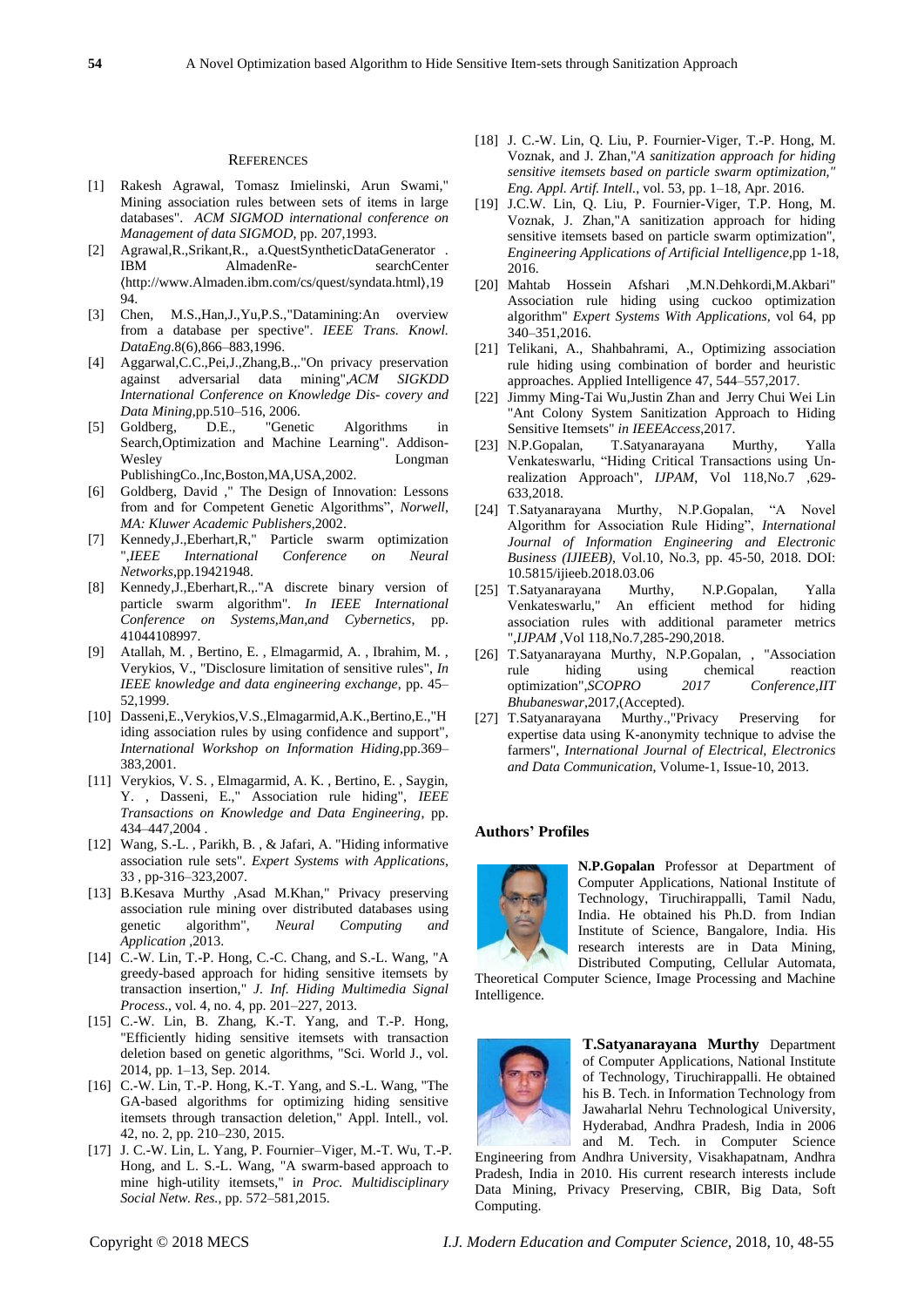## References

[1] Rakesh Agrawal, Tomasz Imielinski, Arun Swami," Mining association rules between sets of items in large databases". *ACM SIGMOD international conference on Management of data SIGMOD*, pp. 207,1993.

[2] Agrawal,R.,Srikant,R., a.QuestSyntheticDataGenerator . IBM AlmadenRe- searchCenter ⟨http://www.Almaden.ibm.com/cs/quest/syndata.html⟩,1994.

[3] Chen, M.S.,Han,J.,Yu,P.S.,"Datamining:An overview from a database per spective". *IEEE Trans. Knowl. DataEng.*8(6),866–883,1996.

[4] Aggarwal,C.C.,Pei,J.,Zhang,B.,."On privacy preservation against adversarial data mining",*ACM SIGKDD International Conference on Knowledge Dis- covery and Data Mining*,pp.510–516, 2006.

[5] Goldberg, D.E., "Genetic Algorithms in Search,Optimization and Machine Learning". Addison-Wesley Longman PublishingCo.,Inc,Boston,MA,USA,2002.

[6] Goldberg, David ," The Design of Innovation: Lessons from and for Competent Genetic Algorithms", *Norwell, MA: Kluwer Academic Publishers*,2002.

[7] Kennedy,J.,Eberhart,R," Particle swarm optimization ",*IEEE International Conference on Neural Networks*,pp.19421948.

[8] Kennedy,J.,Eberhart,R.,."A discrete binary version of particle swarm algorithm". *In IEEE International Conference on Systems,Man,and Cybernetics*, pp. 41044108997.

[9] Atallah, M. , Bertino, E. , Elmagarmid, A. , Ibrahim, M. , Verykios, V., "Disclosure limitation of sensitive rules", *In IEEE knowledge and data engineering exchange*, pp. 45–52,1999.

[10] Dasseni,E.,Verykios,V.S.,Elmagarmid,A.K.,Bertino,E.,"Hiding association rules by using confidence and support", *International Workshop on Information Hiding*,pp.369–383,2001.

[11] Verykios, V. S. , Elmagarmid, A. K. , Bertino, E. , Saygin, Y. , Dasseni, E.," Association rule hiding", *IEEE Transactions on Knowledge and Data Engineering*, pp. 434–447,2004 .

[12] Wang, S.-L. , Parikh, B. , & Jafari, A. "Hiding informative association rule sets". *Expert Systems with Applications*, 33 , pp-316–323,2007.

[13] B.Kesava Murthy ,Asad M.Khan," Privacy preserving association rule mining over distributed databases using genetic algorithm", *Neural Computing and Application* ,2013.

[14] C.-W. Lin, T.-P. Hong, C.-C. Chang, and S.-L. Wang, "A greedy-based approach for hiding sensitive itemsets by transaction insertion," *J. Inf. Hiding Multimedia Signal Process.*, vol. 4, no. 4, pp. 201–227, 2013.

[15] C.-W. Lin, B. Zhang, K.-T. Yang, and T.-P. Hong, "Efficiently hiding sensitive itemsets with transaction deletion based on genetic algorithms, "Sci. World J., vol. 2014, pp. 1–13, Sep. 2014.

[16] C.-W. Lin, T.-P. Hong, K.-T. Yang, and S.-L. Wang, "The GA-based algorithms for optimizing hiding sensitive itemsets through transaction deletion," Appl. Intell., vol. 42, no. 2, pp. 210–230, 2015.

[17] J. C.-W. Lin, L. Yang, P. Fournier–Viger, M.-T. Wu, T.-P. Hong, and L. S.-L. Wang, "A swarm-based approach to mine high-utility itemsets," i*n Proc. Multidisciplinary Social Netw. Res.*, pp. 572–581,2015.

[18] J. C.-W. Lin, Q. Liu, P. Fournier-Viger, T.-P. Hong, M. Voznak, and J. Zhan,"*A sanitization approach for hiding sensitive itemsets based on particle swarm optimization," Eng. Appl. Artif. Intell.*, vol. 53, pp. 1–18, Apr. 2016.

[19] J.C.W. Lin, Q. Liu, P. Fournier-Viger, T.P. Hong, M. Voznak, J. Zhan,"A sanitization approach for hiding sensitive itemsets based on particle swarm optimization", *Engineering Applications of Artificial Intelligence*,pp 1-18, 2016.

[20] Mahtab Hossein Afshari ,M.N.Dehkordi,M.Akbari" Association rule hiding using cuckoo optimization algorithm" *Expert Systems With Applications*, vol 64, pp 340–351,2016.

[21] Telikani, A., Shahbahrami, A., Optimizing association rule hiding using combination of border and heuristic approaches. Applied Intelligence 47, 544–557,2017.

[22] Jimmy Ming-Tai Wu,Justin Zhan and Jerry Chui Wei Lin "Ant Colony System Sanitization Approach to Hiding Sensitive Itemsets" *in IEEEAccess*,2017.

[23] N.P.Gopalan, T.Satyanarayana Murthy, Yalla Venkateswarlu, "Hiding Critical Transactions using Un-realization Approach", *IJPAM*, Vol 118,No.7 ,629-633,2018.

[24] T.Satyanarayana Murthy, N.P.Gopalan, "A Novel Algorithm for Association Rule Hiding", *International Journal of Information Engineering and Electronic Business (IJIEEB)*, Vol.10, No.3, pp. 45-50, 2018. DOI: 10.5815/ijieeb.2018.03.06

[25] T.Satyanarayana Murthy, N.P.Gopalan, Yalla Venkateswarlu," An efficient method for hiding association rules with additional parameter metrics ",*IJPAM* ,Vol 118,No.7,285-290,2018.

[26] T.Satyanarayana Murthy, N.P.Gopalan, , "Association rule hiding using chemical reaction optimization",*SCOPRO 2017 Conference,IIT Bhubaneswar*,2017,(Accepted).

[27] T.Satyanarayana Murthy.,"Privacy Preserving for expertise data using K-anonymity technique to advise the farmers", *International Journal of Electrical, Electronics and Data Communication*, Volume-1, Issue-10, 2013.

## Authors' Profiles

**N.P.Gopalan** Professor at Department of Computer Applications, National Institute of Technology, Tiruchirappalli, Tamil Nadu, India. He obtained his Ph.D. from Indian Institute of Science, Bangalore, India. His research interests are in Data Mining, Distributed Computing, Cellular Automata, Theoretical Computer Science, Image Processing and Machine Intelligence.

**T.Satyanarayana Murthy** Department of Computer Applications, National Institute of Technology, Tiruchirappalli. He obtained his B. Tech. in Information Technology from Jawaharlal Nehru Technological University, Hyderabad, Andhra Pradesh, India in 2006 and M. Tech. in Computer Science Engineering from Andhra University, Visakhapatnam, Andhra Pradesh, India in 2010. His current research interests include Data Mining, Privacy Preserving, CBIR, Big Data, Soft Computing.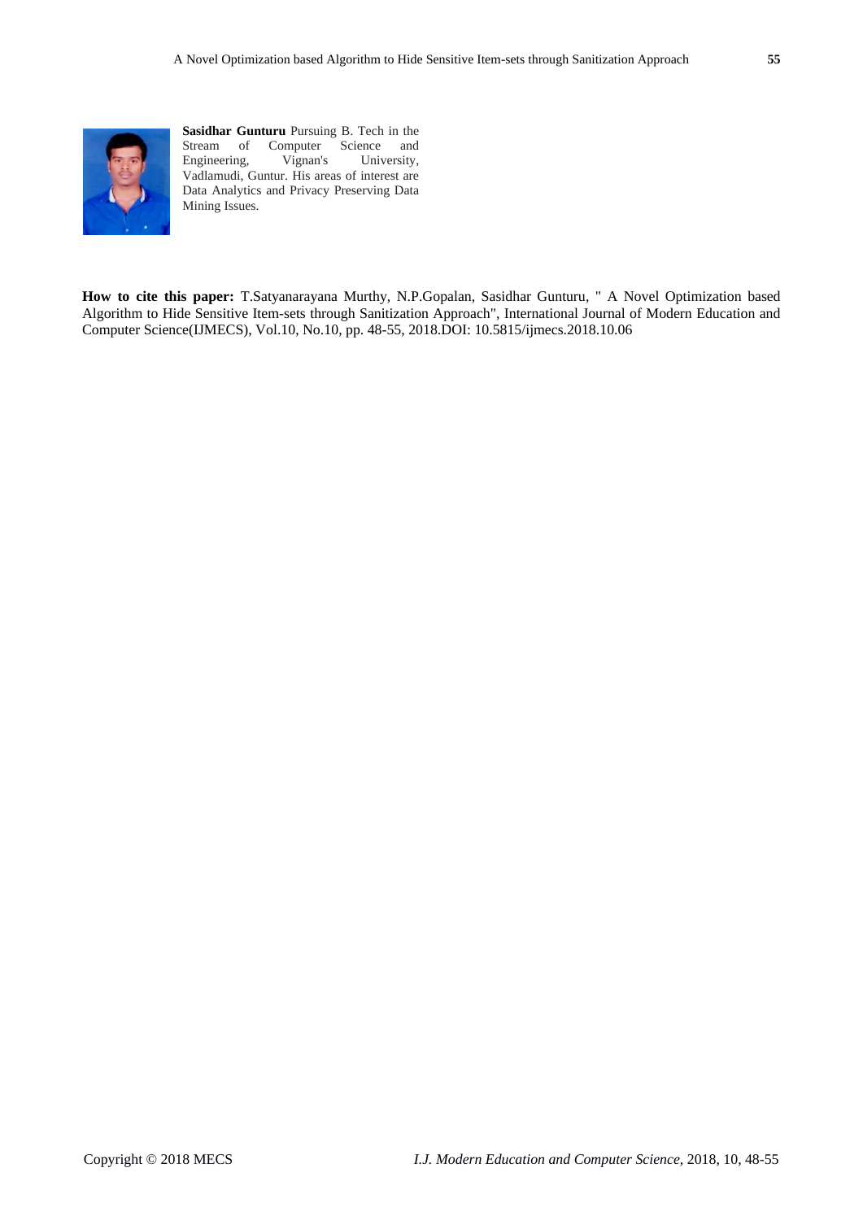**Sasidhar Gunturu** Pursuing B. Tech in the Stream of Computer Science and Engineering, Vignan's University, Vadlamudi, Guntur. His areas of interest are Data Analytics and Privacy Preserving Data Mining Issues.

**How to cite this paper:** T.Satyanarayana Murthy, N.P.Gopalan, Sasidhar Gunturu, " A Novel Optimization based Algorithm to Hide Sensitive Item-sets through Sanitization Approach", International Journal of Modern Education and Computer Science(IJMECS), Vol.10, No.10, pp. 48-55, 2018.DOI: 10.5815/ijmecs.2018.10.06